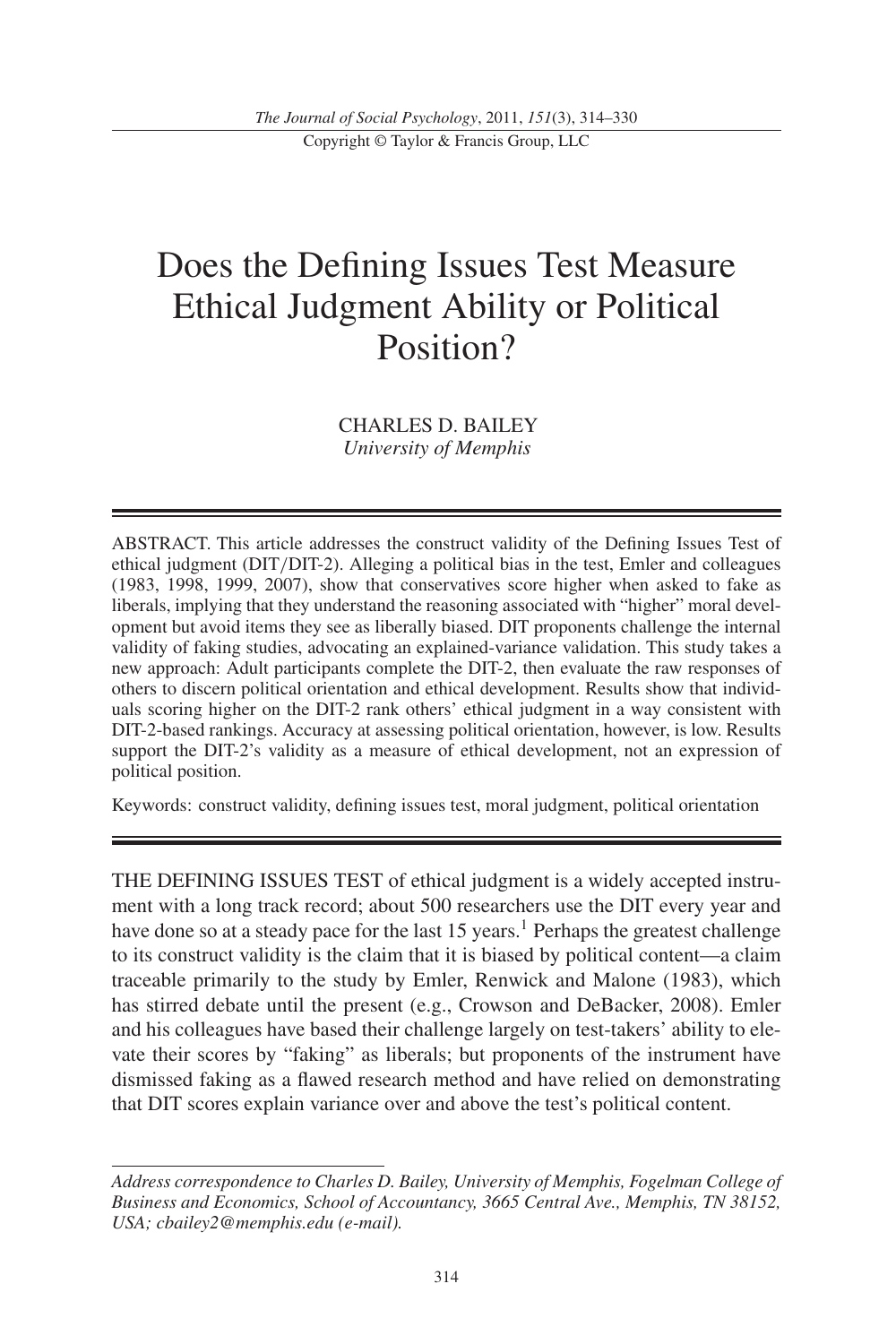# Does the Defining Issues Test Measure Ethical Judgment Ability or Political Position?

CHARLES D. BAILEY
*University of Memphis*

ABSTRACT. This article addresses the construct validity of the Defining Issues Test of ethical judgment (DIT/DIT-2). Alleging a political bias in the test, Emler and colleagues (1983, 1998, 1999, 2007), show that conservatives score higher when asked to fake as liberals, implying that they understand the reasoning associated with "higher" moral development but avoid items they see as liberally biased. DIT proponents challenge the internal validity of faking studies, advocating an explained-variance validation. This study takes a new approach: Adult participants complete the DIT-2, then evaluate the raw responses of others to discern political orientation and ethical development. Results show that individuals scoring higher on the DIT-2 rank others' ethical judgment in a way consistent with DIT-2-based rankings. Accuracy at assessing political orientation, however, is low. Results support the DIT-2's validity as a measure of ethical development, not an expression of political position.

Keywords: construct validity, defining issues test, moral judgment, political orientation

THE DEFINING ISSUES TEST of ethical judgment is a widely accepted instrument with a long track record; about 500 researchers use the DIT every year and have done so at a steady pace for the last 15 years.[1] Perhaps the greatest challenge to its construct validity is the claim that it is biased by political content—a claim traceable primarily to the study by Emler, Renwick and Malone (1983), which has stirred debate until the present (e.g., Crowson and DeBacker, 2008). Emler and his colleagues have based their challenge largely on test-takers' ability to elevate their scores by "faking" as liberals; but proponents of the instrument have dismissed faking as a flawed research method and have relied on demonstrating that DIT scores explain variance over and above the test's political content.

*Address correspondence to Charles D. Bailey, University of Memphis, Fogelman College of Business and Economics, School of Accountancy, 3665 Central Ave., Memphis, TN 38152, USA; cbailey2@memphis.edu (e-mail).*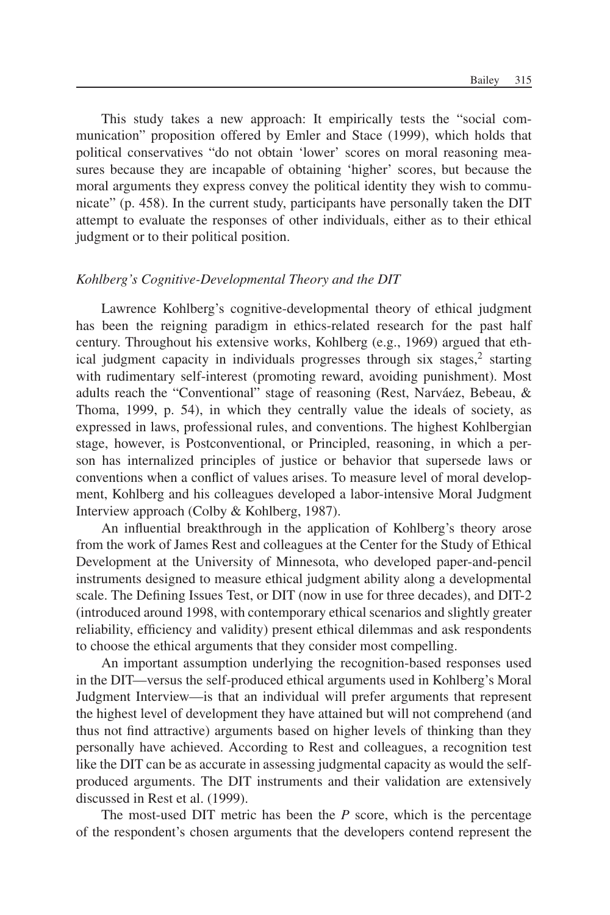This study takes a new approach: It empirically tests the "social communication" proposition offered by Emler and Stace (1999), which holds that political conservatives "do not obtain 'lower' scores on moral reasoning measures because they are incapable of obtaining 'higher' scores, but because the moral arguments they express convey the political identity they wish to communicate" (p. 458). In the current study, participants have personally taken the DIT attempt to evaluate the responses of other individuals, either as to their ethical judgment or to their political position.

### *Kohlberg's Cognitive-Developmental Theory and the DIT*

Lawrence Kohlberg's cognitive-developmental theory of ethical judgment has been the reigning paradigm in ethics-related research for the past half century. Throughout his extensive works, Kohlberg (e.g., 1969) argued that ethical judgment capacity in individuals progresses through six stages,[2] starting with rudimentary self-interest (promoting reward, avoiding punishment). Most adults reach the "Conventional" stage of reasoning (Rest, Narváez, Bebeau, & Thoma, 1999, p. 54), in which they centrally value the ideals of society, as expressed in laws, professional rules, and conventions. The highest Kohlbergian stage, however, is Postconventional, or Principled, reasoning, in which a person has internalized principles of justice or behavior that supersede laws or conventions when a conflict of values arises. To measure level of moral development, Kohlberg and his colleagues developed a labor-intensive Moral Judgment Interview approach (Colby & Kohlberg, 1987).

An influential breakthrough in the application of Kohlberg's theory arose from the work of James Rest and colleagues at the Center for the Study of Ethical Development at the University of Minnesota, who developed paper-and-pencil instruments designed to measure ethical judgment ability along a developmental scale. The Defining Issues Test, or DIT (now in use for three decades), and DIT-2 (introduced around 1998, with contemporary ethical scenarios and slightly greater reliability, efficiency and validity) present ethical dilemmas and ask respondents to choose the ethical arguments that they consider most compelling.

An important assumption underlying the recognition-based responses used in the DIT—versus the self-produced ethical arguments used in Kohlberg's Moral Judgment Interview—is that an individual will prefer arguments that represent the highest level of development they have attained but will not comprehend (and thus not find attractive) arguments based on higher levels of thinking than they personally have achieved. According to Rest and colleagues, a recognition test like the DIT can be as accurate in assessing judgmental capacity as would the self-produced arguments. The DIT instruments and their validation are extensively discussed in Rest et al. (1999).

The most-used DIT metric has been the *P* score, which is the percentage of the respondent's chosen arguments that the developers contend represent the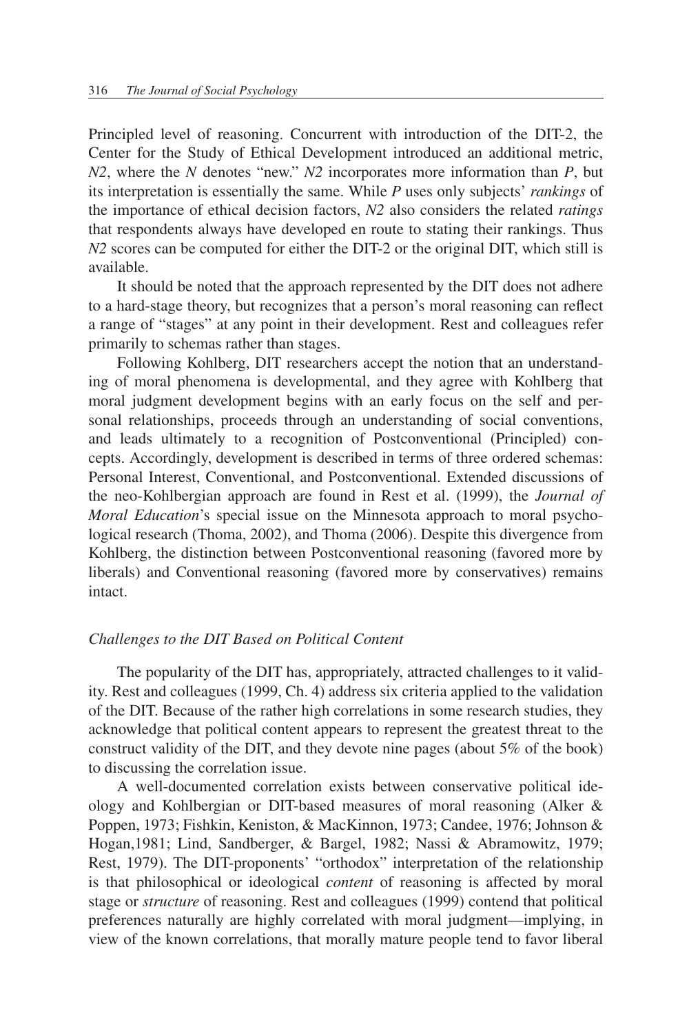Principled level of reasoning. Concurrent with introduction of the DIT-2, the Center for the Study of Ethical Development introduced an additional metric, *N2*, where the *N* denotes "new." *N2* incorporates more information than *P*, but its interpretation is essentially the same. While *P* uses only subjects' *rankings* of the importance of ethical decision factors, *N2* also considers the related *ratings* that respondents always have developed en route to stating their rankings. Thus *N2* scores can be computed for either the DIT-2 or the original DIT, which still is available.

It should be noted that the approach represented by the DIT does not adhere to a hard-stage theory, but recognizes that a person's moral reasoning can reflect a range of "stages" at any point in their development. Rest and colleagues refer primarily to schemas rather than stages.

Following Kohlberg, DIT researchers accept the notion that an understanding of moral phenomena is developmental, and they agree with Kohlberg that moral judgment development begins with an early focus on the self and personal relationships, proceeds through an understanding of social conventions, and leads ultimately to a recognition of Postconventional (Principled) concepts. Accordingly, development is described in terms of three ordered schemas: Personal Interest, Conventional, and Postconventional. Extended discussions of the neo-Kohlbergian approach are found in Rest et al. (1999), the *Journal of Moral Education*'s special issue on the Minnesota approach to moral psychological research (Thoma, 2002), and Thoma (2006). Despite this divergence from Kohlberg, the distinction between Postconventional reasoning (favored more by liberals) and Conventional reasoning (favored more by conservatives) remains intact.

### *Challenges to the DIT Based on Political Content*

The popularity of the DIT has, appropriately, attracted challenges to it validity. Rest and colleagues (1999, Ch. 4) address six criteria applied to the validation of the DIT. Because of the rather high correlations in some research studies, they acknowledge that political content appears to represent the greatest threat to the construct validity of the DIT, and they devote nine pages (about 5% of the book) to discussing the correlation issue.

A well-documented correlation exists between conservative political ideology and Kohlbergian or DIT-based measures of moral reasoning (Alker & Poppen, 1973; Fishkin, Keniston, & MacKinnon, 1973; Candee, 1976; Johnson & Hogan,1981; Lind, Sandberger, & Bargel, 1982; Nassi & Abramowitz, 1979; Rest, 1979). The DIT-proponents' "orthodox" interpretation of the relationship is that philosophical or ideological *content* of reasoning is affected by moral stage or *structure* of reasoning. Rest and colleagues (1999) contend that political preferences naturally are highly correlated with moral judgment—implying, in view of the known correlations, that morally mature people tend to favor liberal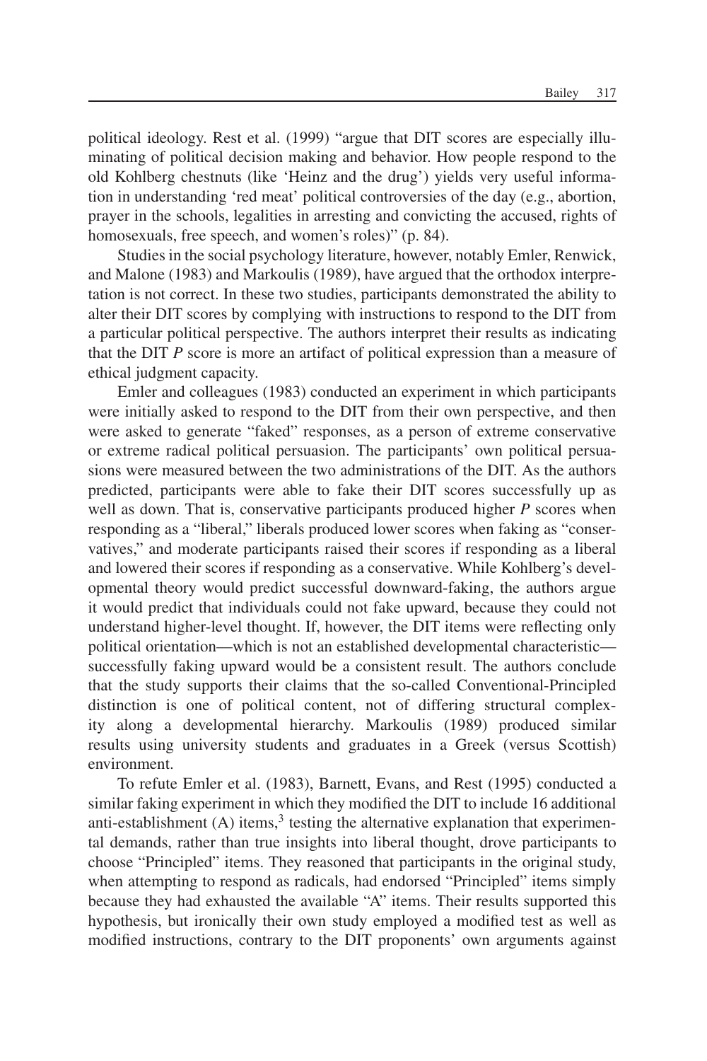political ideology. Rest et al. (1999) "argue that DIT scores are especially illuminating of political decision making and behavior. How people respond to the old Kohlberg chestnuts (like 'Heinz and the drug') yields very useful information in understanding 'red meat' political controversies of the day (e.g., abortion, prayer in the schools, legalities in arresting and convicting the accused, rights of homosexuals, free speech, and women's roles)" (p. 84).

Studies in the social psychology literature, however, notably Emler, Renwick, and Malone (1983) and Markoulis (1989), have argued that the orthodox interpretation is not correct. In these two studies, participants demonstrated the ability to alter their DIT scores by complying with instructions to respond to the DIT from a particular political perspective. The authors interpret their results as indicating that the DIT *P* score is more an artifact of political expression than a measure of ethical judgment capacity.

Emler and colleagues (1983) conducted an experiment in which participants were initially asked to respond to the DIT from their own perspective, and then were asked to generate "faked" responses, as a person of extreme conservative or extreme radical political persuasion. The participants' own political persuasions were measured between the two administrations of the DIT. As the authors predicted, participants were able to fake their DIT scores successfully up as well as down. That is, conservative participants produced higher *P* scores when responding as a "liberal," liberals produced lower scores when faking as "conservatives," and moderate participants raised their scores if responding as a liberal and lowered their scores if responding as a conservative. While Kohlberg's developmental theory would predict successful downward-faking, the authors argue it would predict that individuals could not fake upward, because they could not understand higher-level thought. If, however, the DIT items were reflecting only political orientation—which is not an established developmental characteristic—successfully faking upward would be a consistent result. The authors conclude that the study supports their claims that the so-called Conventional-Principled distinction is one of political content, not of differing structural complexity along a developmental hierarchy. Markoulis (1989) produced similar results using university students and graduates in a Greek (versus Scottish) environment.

To refute Emler et al. (1983), Barnett, Evans, and Rest (1995) conducted a similar faking experiment in which they modified the DIT to include 16 additional anti-establishment (A) items,[3] testing the alternative explanation that experimental demands, rather than true insights into liberal thought, drove participants to choose "Principled" items. They reasoned that participants in the original study, when attempting to respond as radicals, had endorsed "Principled" items simply because they had exhausted the available "A" items. Their results supported this hypothesis, but ironically their own study employed a modified test as well as modified instructions, contrary to the DIT proponents' own arguments against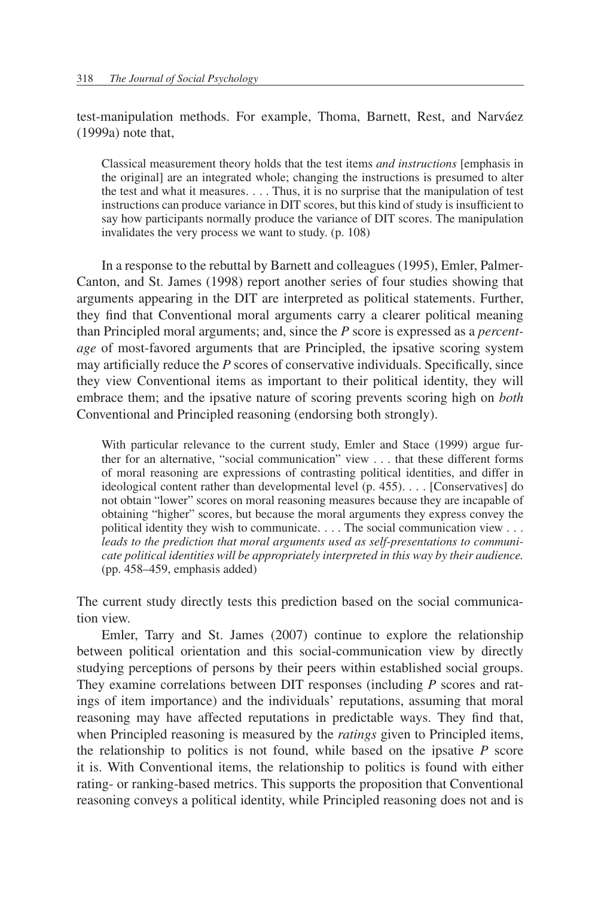test-manipulation methods. For example, Thoma, Barnett, Rest, and Narváez (1999a) note that,

> Classical measurement theory holds that the test items *and instructions* [emphasis in the original] are an integrated whole; changing the instructions is presumed to alter the test and what it measures. . . . Thus, it is no surprise that the manipulation of test instructions can produce variance in DIT scores, but this kind of study is insufficient to say how participants normally produce the variance of DIT scores. The manipulation invalidates the very process we want to study. (p. 108)

In a response to the rebuttal by Barnett and colleagues (1995), Emler, Palmer-Canton, and St. James (1998) report another series of four studies showing that arguments appearing in the DIT are interpreted as political statements. Further, they find that Conventional moral arguments carry a clearer political meaning than Principled moral arguments; and, since the *P* score is expressed as a *percentage* of most-favored arguments that are Principled, the ipsative scoring system may artificially reduce the *P* scores of conservative individuals. Specifically, since they view Conventional items as important to their political identity, they will embrace them; and the ipsative nature of scoring prevents scoring high on *both* Conventional and Principled reasoning (endorsing both strongly).

> With particular relevance to the current study, Emler and Stace (1999) argue further for an alternative, "social communication" view . . . that these different forms of moral reasoning are expressions of contrasting political identities, and differ in ideological content rather than developmental level (p. 455). . . . [Conservatives] do not obtain "lower" scores on moral reasoning measures because they are incapable of obtaining "higher" scores, but because the moral arguments they express convey the political identity they wish to communicate. . . . The social communication view . . . *leads to the prediction that moral arguments used as self-presentations to communicate political identities will be appropriately interpreted in this way by their audience.* (pp. 458–459, emphasis added)

The current study directly tests this prediction based on the social communication view.

Emler, Tarry and St. James (2007) continue to explore the relationship between political orientation and this social-communication view by directly studying perceptions of persons by their peers within established social groups. They examine correlations between DIT responses (including *P* scores and ratings of item importance) and the individuals' reputations, assuming that moral reasoning may have affected reputations in predictable ways. They find that, when Principled reasoning is measured by the *ratings* given to Principled items, the relationship to politics is not found, while based on the ipsative *P* score it is. With Conventional items, the relationship to politics is found with either rating- or ranking-based metrics. This supports the proposition that Conventional reasoning conveys a political identity, while Principled reasoning does not and is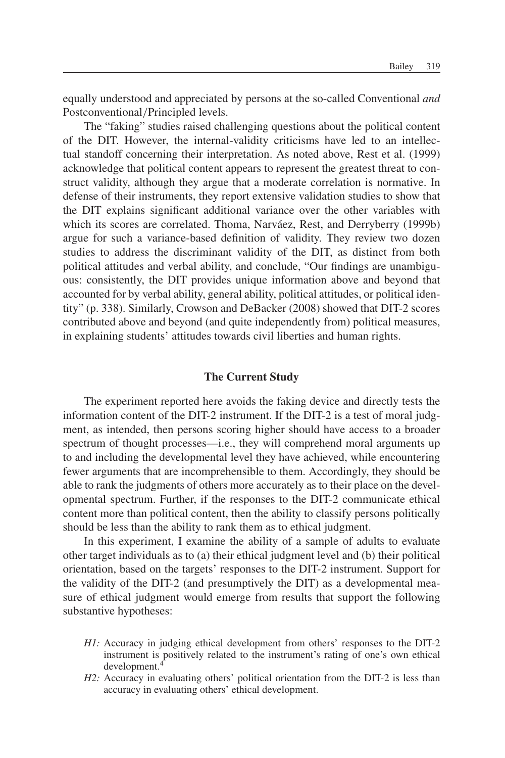equally understood and appreciated by persons at the so-called Conventional *and* Postconventional/Principled levels.

The "faking" studies raised challenging questions about the political content of the DIT. However, the internal-validity criticisms have led to an intellectual standoff concerning their interpretation. As noted above, Rest et al. (1999) acknowledge that political content appears to represent the greatest threat to construct validity, although they argue that a moderate correlation is normative. In defense of their instruments, they report extensive validation studies to show that the DIT explains significant additional variance over the other variables with which its scores are correlated. Thoma, Narváez, Rest, and Derryberry (1999b) argue for such a variance-based definition of validity. They review two dozen studies to address the discriminant validity of the DIT, as distinct from both political attitudes and verbal ability, and conclude, "Our findings are unambiguous: consistently, the DIT provides unique information above and beyond that accounted for by verbal ability, general ability, political attitudes, or political identity" (p. 338). Similarly, Crowson and DeBacker (2008) showed that DIT-2 scores contributed above and beyond (and quite independently from) political measures, in explaining students' attitudes towards civil liberties and human rights.

## The Current Study

The experiment reported here avoids the faking device and directly tests the information content of the DIT-2 instrument. If the DIT-2 is a test of moral judgment, as intended, then persons scoring higher should have access to a broader spectrum of thought processes—i.e., they will comprehend moral arguments up to and including the developmental level they have achieved, while encountering fewer arguments that are incomprehensible to them. Accordingly, they should be able to rank the judgments of others more accurately as to their place on the developmental spectrum. Further, if the responses to the DIT-2 communicate ethical content more than political content, then the ability to classify persons politically should be less than the ability to rank them as to ethical judgment.

In this experiment, I examine the ability of a sample of adults to evaluate other target individuals as to (a) their ethical judgment level and (b) their political orientation, based on the targets' responses to the DIT-2 instrument. Support for the validity of the DIT-2 (and presumptively the DIT) as a developmental measure of ethical judgment would emerge from results that support the following substantive hypotheses:

- *H1:* Accuracy in judging ethical development from others' responses to the DIT-2 instrument is positively related to the instrument's rating of one's own ethical development.[4]
- *H2:* Accuracy in evaluating others' political orientation from the DIT-2 is less than accuracy in evaluating others' ethical development.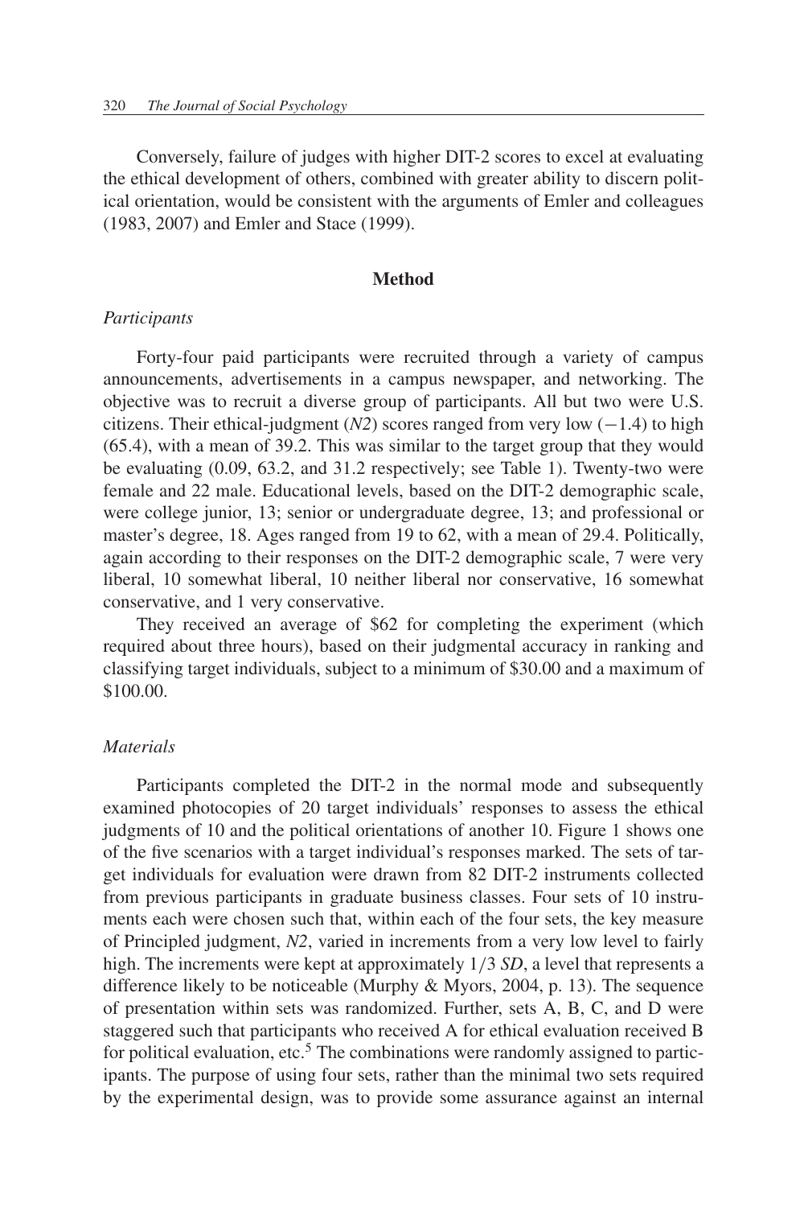Conversely, failure of judges with higher DIT-2 scores to excel at evaluating the ethical development of others, combined with greater ability to discern political orientation, would be consistent with the arguments of Emler and colleagues (1983, 2007) and Emler and Stace (1999).

## Method

### *Participants*

Forty-four paid participants were recruited through a variety of campus announcements, advertisements in a campus newspaper, and networking. The objective was to recruit a diverse group of participants. All but two were U.S. citizens. Their ethical-judgment (*N2*) scores ranged from very low (−1.4) to high (65.4), with a mean of 39.2. This was similar to the target group that they would be evaluating (0.09, 63.2, and 31.2 respectively; see Table 1). Twenty-two were female and 22 male. Educational levels, based on the DIT-2 demographic scale, were college junior, 13; senior or undergraduate degree, 13; and professional or master's degree, 18. Ages ranged from 19 to 62, with a mean of 29.4. Politically, again according to their responses on the DIT-2 demographic scale, 7 were very liberal, 10 somewhat liberal, 10 neither liberal nor conservative, 16 somewhat conservative, and 1 very conservative.

They received an average of $62 for completing the experiment (which required about three hours), based on their judgmental accuracy in ranking and classifying target individuals, subject to a minimum of $30.00 and a maximum of $100.00.

### *Materials*

Participants completed the DIT-2 in the normal mode and subsequently examined photocopies of 20 target individuals' responses to assess the ethical judgments of 10 and the political orientations of another 10. Figure 1 shows one of the five scenarios with a target individual's responses marked. The sets of target individuals for evaluation were drawn from 82 DIT-2 instruments collected from previous participants in graduate business classes. Four sets of 10 instruments each were chosen such that, within each of the four sets, the key measure of Principled judgment, *N2*, varied in increments from a very low level to fairly high. The increments were kept at approximately 1/3 *SD*, a level that represents a difference likely to be noticeable (Murphy & Myors, 2004, p. 13). The sequence of presentation within sets was randomized. Further, sets A, B, C, and D were staggered such that participants who received A for ethical evaluation received B for political evaluation, etc.[5] The combinations were randomly assigned to participants. The purpose of using four sets, rather than the minimal two sets required by the experimental design, was to provide some assurance against an internal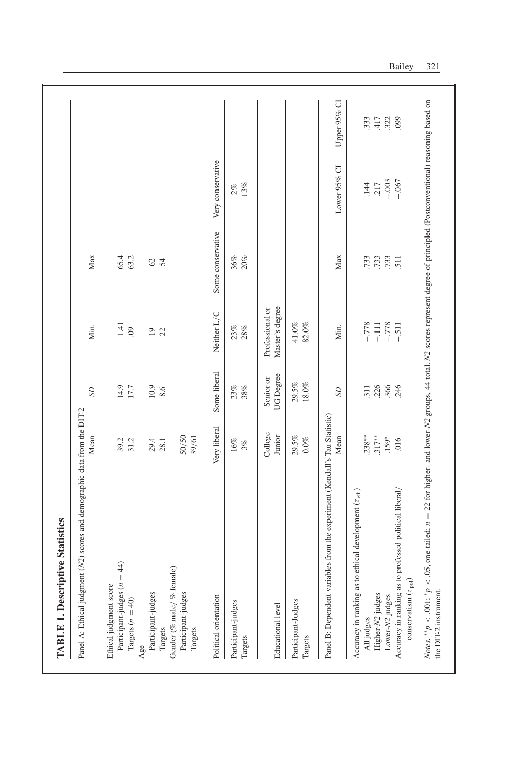**TABLE 1. Descriptive Statistics**

| Panel A: Ethical judgment (*N2*) scores and demographic data from the DIT-2 | Mean | *SD* | Min. | Max | |
|---|---|---|---|---|---|
| Ethical judgment score | | | | | |
| Participant-judges ($n = 44$) | 39.2 | 14.9 | −1.41 | 65.4 | |
| Targets ($n = 40$) | 31.2 | 17.7 | .09 | 63.2 | |
| Age | | | | | |
| Participant-judges | 29.4 | 10.9 | 19 | 62 | |
| Targets | 28.1 | 8.6 | 22 | 54 | |
| Gender (% male/ % female) | | | | | |
| Participant-judges | 50/50 | | | | |
| Targets | 39/61 | | | | |
| **Political orientation** | **Very liberal** | **Some liberal** | **Neither L/C** | **Some conservative** | **Very conservative** |
| Participant-judges | 16% | 23% | 23% | 36% | 2% |
| Targets | 3% | 38% | 28% | 20% | 13% |
| **Educational level** | **College Junior** | **Senior or UG Degree** | **Professional or Master's degree** | | |
| Participant-Judges | 29.5% | 29.5% | 41.0% | | |
| Targets | 0.0% | 18.0% | 82.0% | | |

| Panel B: Dependent variables from the experiment (Kendall's Tau Statistic) | Mean | *SD* | Min. | Max | Lower 95% CI | Upper 95% CI |
|---|---|---|---|---|---|---|
| Accuracy in ranking as to ethical development ($\tau_{eth}$) | | | | | | |
| All judges | .238** | .311 | −.778 | .733 | .144 | .333 |
| Higher-*N2* judges | .317** | .226 | −.111 | .733 | .217 | .417 |
| Lower-*N2* judges | .159* | .366 | −.778 | .733 | −.003 | .322 |
| Accuracy in ranking as to professed political liberal/ conservatism ($\tau_{pol}$) | .016 | .246 | −.511 | .511 | −.067 | .099 |

*Notes.* ** $p < .001$; * $p < .05$, one-tailed; $n = 22$ for higher- and lower-*N2* groups, 44 total. *N2* scores represent degree of principled (Postconventional) reasoning based on the DIT-2 instrument.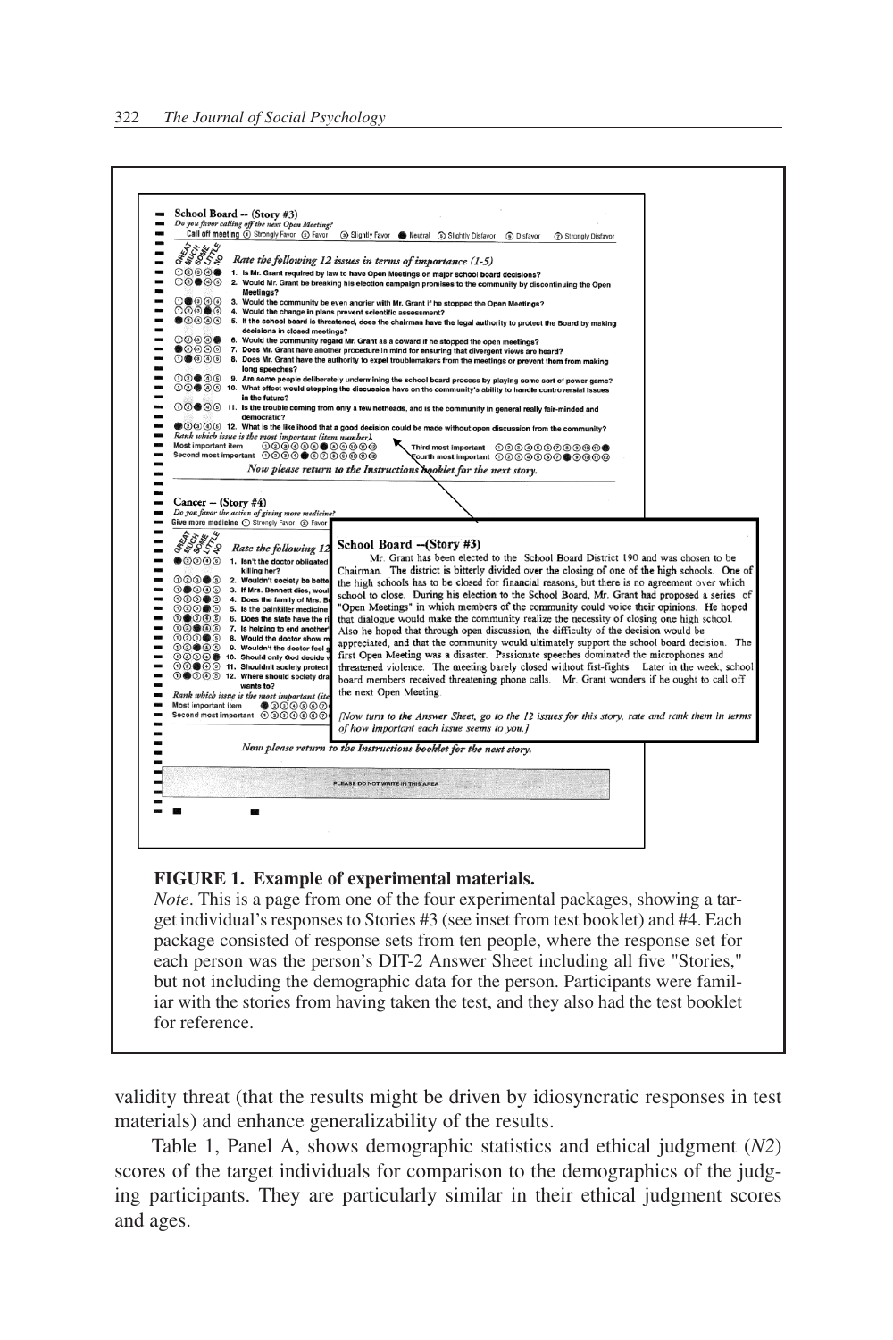School Board -- (Story #3)

*Do you favor calling off the next Open Meeting?*

Call off meeting ① Strongly Favor ② Favor ③ Slightly Favor ● Neutral ⑤ Slightly Disfavor ⑥ Disfavor ⑦ Strongly Disfavor

GREAT MUCH SOME LITTLE NO *Rate the following 12 issues in terms of importance (1-5)*

1. Is Mr. Grant required by law to have Open Meetings on major school board decisions?
2. Would Mr. Grant be breaking his election campaign promises to the community by discontinuing the Open Meetings?
3. Would the community be even angrier with Mr. Grant if he stopped the Open Meetings?
4. Would the change in plans prevent scientific assessment?
5. If the school board is threatened, does the chairman have the legal authority to protect the Board by making decisions in closed meetings?
6. Would the community regard Mr. Grant as a coward if he stopped the open meetings?
7. Does Mr. Grant have another procedure in mind for ensuring that divergent views are heard?
8. Does Mr. Grant have the authority to expel troublemakers from the meetings or prevent them from making long speeches?
9. Are some people deliberately undermining the school board process by playing some sort of power game?
10. What effect would stopping the discussion have on the community's ability to handle controversial issues in the future?
11. Is the trouble coming from only a few hotheads, and is the community in general really fair-minded and democratic?
12. What is the likelihood that a good decision could be made without open discussion from the community?

*Rank which issue is the most important (item number).*

Most important item / Second most important / Third most important / Fourth most important

*Now please return to the Instructions booklet for the next story.*

Cancer -- (Story #4)

*Do you favor the action of giving more medicine?*

Give more medicine ① Strongly Favor ② Favor

*Rate the following 12 ...*

1. Isn't the doctor obligated ... killing her?
2. Wouldn't society be bette...
3. If Mrs. Bennett dies, woul...
4. Does the family of Mrs. B...
5. Is the painkiller medicine...
6. Does the state have the ri...
7. Is helping to end another'...
8. Would the doctor show m...
9. Wouldn't the doctor feel g...
10. Should only God decide ...
11. Shouldn't society protect...
12. Where should society dra... wants to?

*Rank which issue is the most important (ite...*

Most important item / Second most important

*Now please return to the Instructions booklet for the next story.*

PLEASE DO NOT WRITE IN THIS AREA

**School Board --(Story #3)**

Mr. Grant has been elected to the School Board District 190 and was chosen to be Chairman. The district is bitterly divided over the closing of one of the high schools. One of the high schools has to be closed for financial reasons, but there is no agreement over which school to close. During his election to the School Board, Mr. Grant had proposed a series of "Open Meetings" in which members of the community could voice their opinions. He hoped that dialogue would make the community realize the necessity of closing one high school. Also he hoped that through open discussion, the difficulty of the decision would be appreciated, and that the community would ultimately support the school board decision. The first Open Meeting was a disaster. Passionate speeches dominated the microphones and threatened violence. The meeting barely closed without fist-fights. Later in the week, school board members received threatening phone calls. Mr. Grant wonders if he ought to call off the next Open Meeting.

*[Now turn to the Answer Sheet, go to the 12 issues for this story, rate and rank them in terms of how important each issue seems to you.]*

**FIGURE 1. Example of experimental materials.**

*Note*. This is a page from one of the four experimental packages, showing a target individual's responses to Stories #3 (see inset from test booklet) and #4. Each package consisted of response sets from ten people, where the response set for each person was the person's DIT-2 Answer Sheet including all five "Stories," but not including the demographic data for the person. Participants were familiar with the stories from having taken the test, and they also had the test booklet for reference.

validity threat (that the results might be driven by idiosyncratic responses in test materials) and enhance generalizability of the results.

Table 1, Panel A, shows demographic statistics and ethical judgment (*N2*) scores of the target individuals for comparison to the demographics of the judging participants. They are particularly similar in their ethical judgment scores and ages.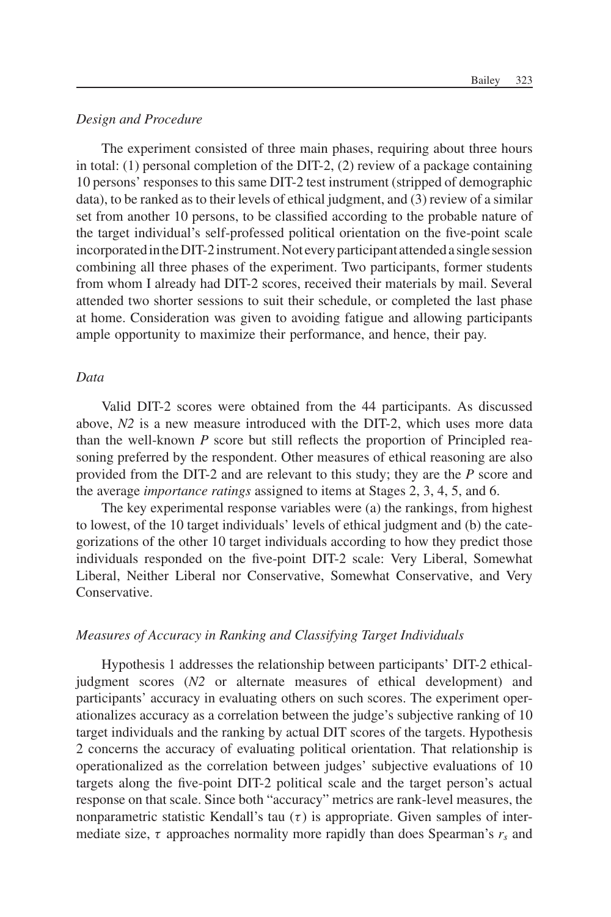*Design and Procedure*

The experiment consisted of three main phases, requiring about three hours in total: (1) personal completion of the DIT-2, (2) review of a package containing 10 persons' responses to this same DIT-2 test instrument (stripped of demographic data), to be ranked as to their levels of ethical judgment, and (3) review of a similar set from another 10 persons, to be classified according to the probable nature of the target individual's self-professed political orientation on the five-point scale incorporated in the DIT-2 instrument. Not every participant attended a single session combining all three phases of the experiment. Two participants, former students from whom I already had DIT-2 scores, received their materials by mail. Several attended two shorter sessions to suit their schedule, or completed the last phase at home. Consideration was given to avoiding fatigue and allowing participants ample opportunity to maximize their performance, and hence, their pay.

*Data*

Valid DIT-2 scores were obtained from the 44 participants. As discussed above, *N2* is a new measure introduced with the DIT-2, which uses more data than the well-known *P* score but still reflects the proportion of Principled reasoning preferred by the respondent. Other measures of ethical reasoning are also provided from the DIT-2 and are relevant to this study; they are the *P* score and the average *importance ratings* assigned to items at Stages 2, 3, 4, 5, and 6.

The key experimental response variables were (a) the rankings, from highest to lowest, of the 10 target individuals' levels of ethical judgment and (b) the categorizations of the other 10 target individuals according to how they predict those individuals responded on the five-point DIT-2 scale: Very Liberal, Somewhat Liberal, Neither Liberal nor Conservative, Somewhat Conservative, and Very Conservative.

*Measures of Accuracy in Ranking and Classifying Target Individuals*

Hypothesis 1 addresses the relationship between participants' DIT-2 ethical-judgment scores (*N2* or alternate measures of ethical development) and participants' accuracy in evaluating others on such scores. The experiment operationalizes accuracy as a correlation between the judge's subjective ranking of 10 target individuals and the ranking by actual DIT scores of the targets. Hypothesis 2 concerns the accuracy of evaluating political orientation. That relationship is operationalized as the correlation between judges' subjective evaluations of 10 targets along the five-point DIT-2 political scale and the target person's actual response on that scale. Since both "accuracy" metrics are rank-level measures, the nonparametric statistic Kendall's tau ($\tau$) is appropriate. Given samples of intermediate size, $\tau$ approaches normality more rapidly than does Spearman's $r_s$ and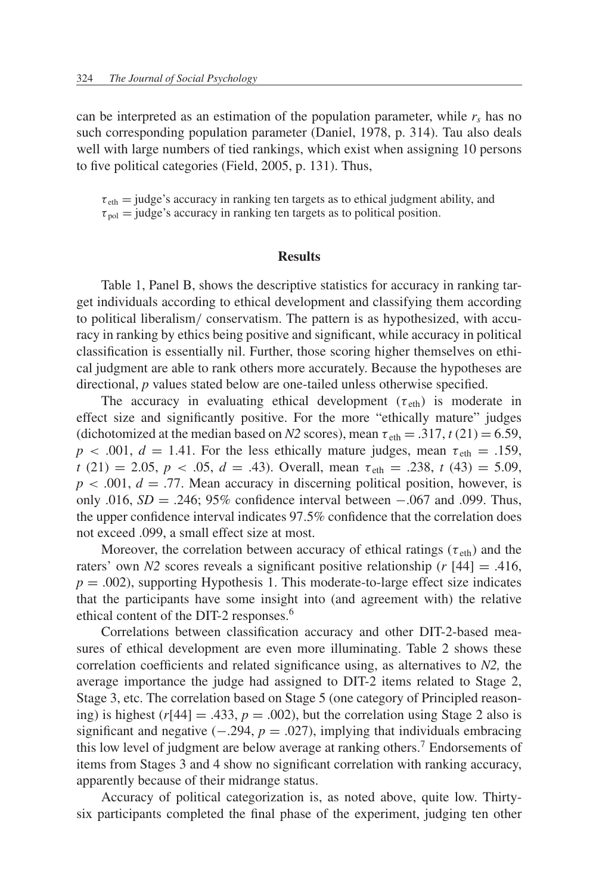can be interpreted as an estimation of the population parameter, while $r_s$ has no such corresponding population parameter (Daniel, 1978, p. 314). Tau also deals well with large numbers of tied rankings, which exist when assigning 10 persons to five political categories (Field, 2005, p. 131). Thus,

$\tau_{eth}$ = judge's accuracy in ranking ten targets as to ethical judgment ability, and
$\tau_{pol}$ = judge's accuracy in ranking ten targets as to political position.

## Results

Table 1, Panel B, shows the descriptive statistics for accuracy in ranking target individuals according to ethical development and classifying them according to political liberalism/ conservatism. The pattern is as hypothesized, with accuracy in ranking by ethics being positive and significant, while accuracy in political classification is essentially nil. Further, those scoring higher themselves on ethical judgment are able to rank others more accurately. Because the hypotheses are directional, *p* values stated below are one-tailed unless otherwise specified.

The accuracy in evaluating ethical development ($\tau_{eth}$) is moderate in effect size and significantly positive. For the more "ethically mature" judges (dichotomized at the median based on *N2* scores), mean $\tau_{eth} = .317$, $t(21) = 6.59$, $p < .001$, $d = 1.41$. For the less ethically mature judges, mean $\tau_{eth} = .159$, $t(21) = 2.05$, $p < .05$, $d = .43$). Overall, mean $\tau_{eth} = .238$, $t(43) = 5.09$, $p < .001$, $d = .77$. Mean accuracy in discerning political position, however, is only .016, $SD = .246$; 95% confidence interval between −.067 and .099. Thus, the upper confidence interval indicates 97.5% confidence that the correlation does not exceed .099, a small effect size at most.

Moreover, the correlation between accuracy of ethical ratings ($\tau_{eth}$) and the raters' own *N2* scores reveals a significant positive relationship ($r[44] = .416$, $p = .002$), supporting Hypothesis 1. This moderate-to-large effect size indicates that the participants have some insight into (and agreement with) the relative ethical content of the DIT-2 responses.[6]

Correlations between classification accuracy and other DIT-2-based measures of ethical development are even more illuminating. Table 2 shows these correlation coefficients and related significance using, as alternatives to *N2,* the average importance the judge had assigned to DIT-2 items related to Stage 2, Stage 3, etc. The correlation based on Stage 5 (one category of Principled reasoning) is highest ($r[44] = .433$, $p = .002$), but the correlation using Stage 2 also is significant and negative (−.294, $p = .027$), implying that individuals embracing this low level of judgment are below average at ranking others.[7] Endorsements of items from Stages 3 and 4 show no significant correlation with ranking accuracy, apparently because of their midrange status.

Accuracy of political categorization is, as noted above, quite low. Thirty-six participants completed the final phase of the experiment, judging ten other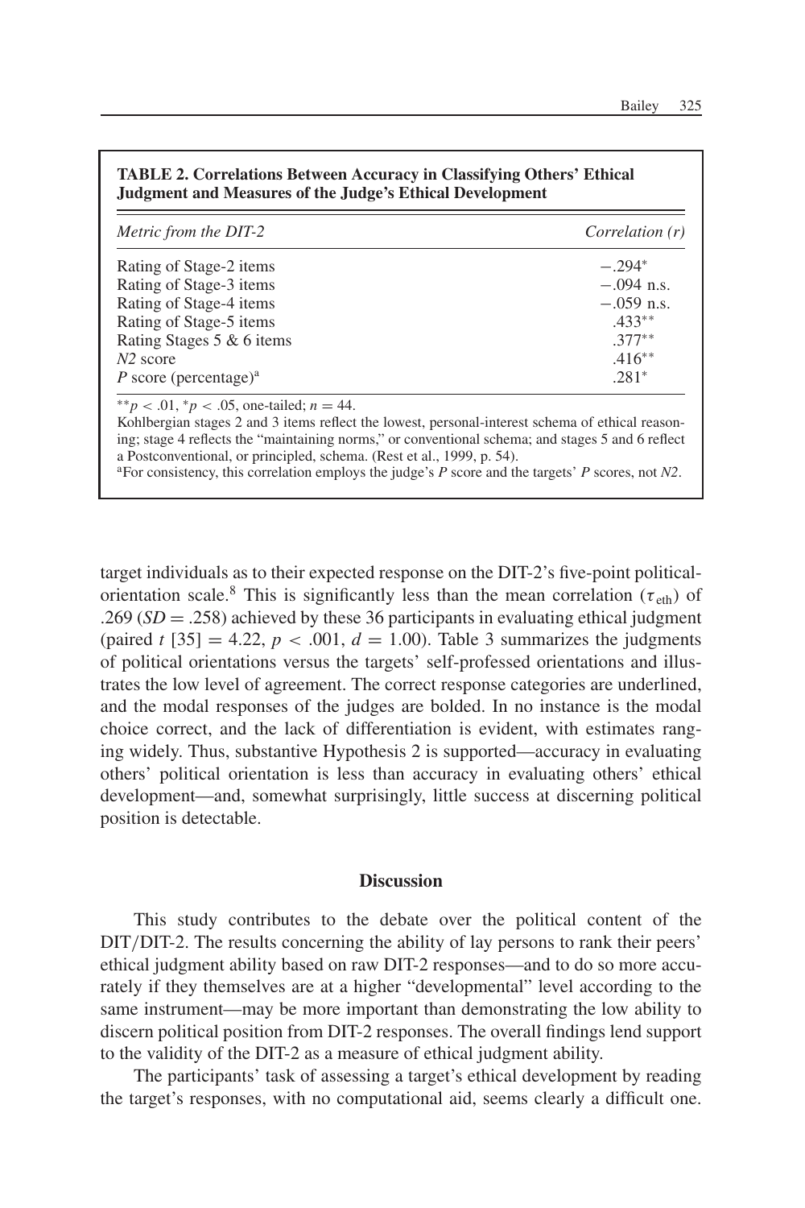**TABLE 2. Correlations Between Accuracy in Classifying Others' Ethical Judgment and Measures of the Judge's Ethical Development**

| *Metric from the DIT-2* | *Correlation (r)* |
|---|---|
| Rating of Stage-2 items | $-.294^{*}$ |
| Rating of Stage-3 items | $-.094$ n.s. |
| Rating of Stage-4 items | $-.059$ n.s. |
| Rating of Stage-5 items | $.433^{**}$ |
| Rating Stages 5 & 6 items | $.377^{**}$ |
| *N2* score | $.416^{**}$ |
| *P* score (percentage)[a] | $.281^{*}$ |

$^{**}p < .01$, $^{*}p < .05$, one-tailed; $n = 44$.

Kohlbergian stages 2 and 3 items reflect the lowest, personal-interest schema of ethical reasoning; stage 4 reflects the "maintaining norms," or conventional schema; and stages 5 and 6 reflect a Postconventional, or principled, schema. (Rest et al., 1999, p. 54).

[a]For consistency, this correlation employs the judge's *P* score and the targets' *P* scores, not *N2*.

target individuals as to their expected response on the DIT-2's five-point political-orientation scale.[8] This is significantly less than the mean correlation ($\tau_{\text{eth}}$) of .269 ($SD = .258$) achieved by these 36 participants in evaluating ethical judgment (paired $t$ [35] $= 4.22$, $p < .001$, $d = 1.00$). Table 3 summarizes the judgments of political orientations versus the targets' self-professed orientations and illustrates the low level of agreement. The correct response categories are underlined, and the modal responses of the judges are bolded. In no instance is the modal choice correct, and the lack of differentiation is evident, with estimates ranging widely. Thus, substantive Hypothesis 2 is supported—accuracy in evaluating others' political orientation is less than accuracy in evaluating others' ethical development—and, somewhat surprisingly, little success at discerning political position is detectable.

## Discussion

This study contributes to the debate over the political content of the DIT/DIT-2. The results concerning the ability of lay persons to rank their peers' ethical judgment ability based on raw DIT-2 responses—and to do so more accurately if they themselves are at a higher "developmental" level according to the same instrument—may be more important than demonstrating the low ability to discern political position from DIT-2 responses. The overall findings lend support to the validity of the DIT-2 as a measure of ethical judgment ability.

The participants' task of assessing a target's ethical development by reading the target's responses, with no computational aid, seems clearly a difficult one.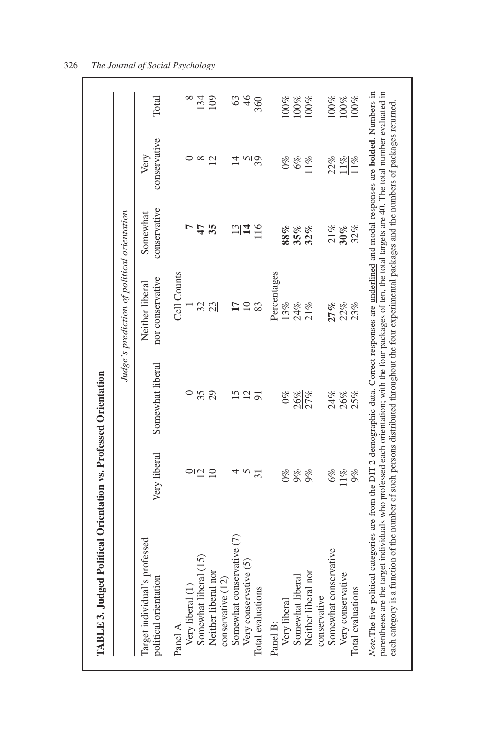**TABLE 3. Judged Political Orientation vs. Professed Orientation**

| Target individual's professed political orientation | Judge's prediction of political orientation | | | | | |
|---|---|---|---|---|---|---|
| | Very liberal | Somewhat liberal | Neither liberal nor conservative | Somewhat conservative | Very conservative | Total |
| Panel A: | | | Cell Counts | | | |
| Very liberal (1) | 0 | 0 | 1 | **7** | 0 | 8 |
| Somewhat liberal (15) | 12 | 35 | 32 | **47** | 8 | 134 |
| Neither liberal nor conservative (12) | 10 | 29 | 23 | **35** | 12 | 109 |
| Somewhat conservative (7) | 4 | 15 | **17** | 13 | 14 | 63 |
| Very conservative (5) | 5 | 12 | 10 | **14** | 5 | 46 |
| Total evaluations | 31 | 91 | 83 | 116 | 39 | 360 |
| Panel B: | | | Percentages | | | |
| Very liberal | 0% | 0% | 13% | **88%** | 0% | 100% |
| Somewhat liberal | 9% | 26% | 24% | **35%** | 6% | 100% |
| Neither liberal nor conservative | 9% | 27% | 21% | **32%** | 11% | 100% |
| Somewhat conservative | 6% | 24% | **27%** | 21% | 22% | 100% |
| Very conservative | 11% | 26% | 22% | **30%** | 11% | 100% |
| Total evaluations | 9% | 25% | 23% | 32% | 11% | 100% |

*Note.* The five political categories are from the DIT-2 demographic data. Correct responses are underlined and modal responses are **bolded**. Numbers in parentheses are the target individuals who professed each orientation; with the four packages of ten, the total targets are 40. The total number evaluated in each category is a function of the number of such persons distributed throughout the four experimental packages and the numbers of packages returned.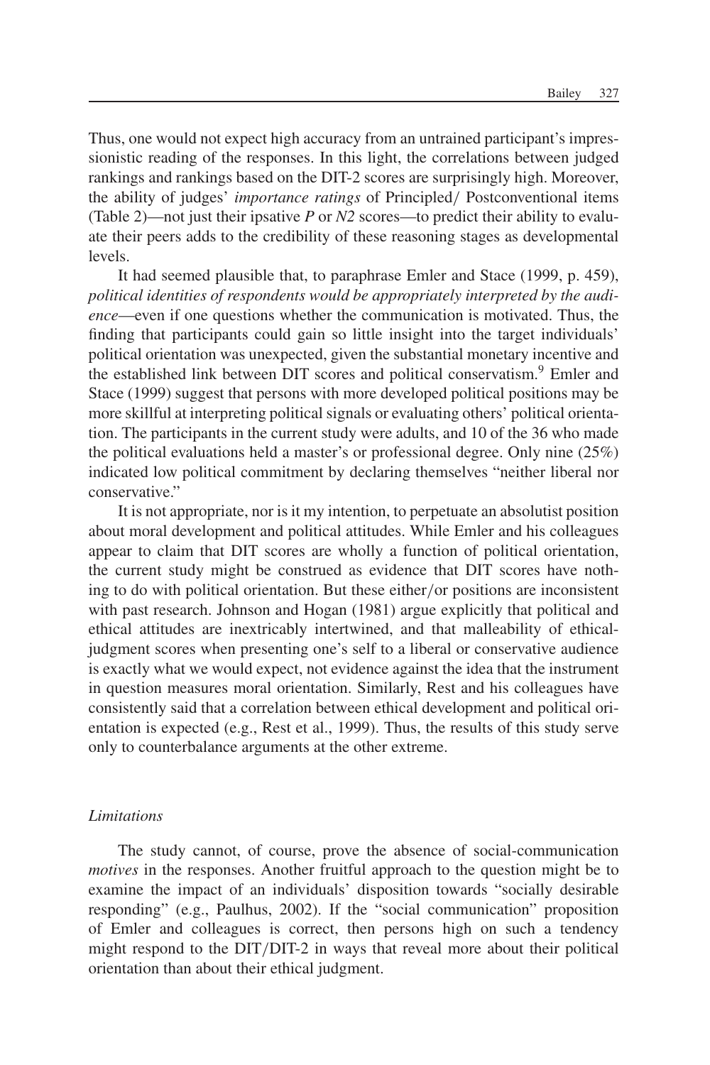Thus, one would not expect high accuracy from an untrained participant's impressionistic reading of the responses. In this light, the correlations between judged rankings and rankings based on the DIT-2 scores are surprisingly high. Moreover, the ability of judges' *importance ratings* of Principled/ Postconventional items (Table 2)—not just their ipsative *P* or *N2* scores—to predict their ability to evaluate their peers adds to the credibility of these reasoning stages as developmental levels.

It had seemed plausible that, to paraphrase Emler and Stace (1999, p. 459), *political identities of respondents would be appropriately interpreted by the audience*—even if one questions whether the communication is motivated. Thus, the finding that participants could gain so little insight into the target individuals' political orientation was unexpected, given the substantial monetary incentive and the established link between DIT scores and political conservatism.[9] Emler and Stace (1999) suggest that persons with more developed political positions may be more skillful at interpreting political signals or evaluating others' political orientation. The participants in the current study were adults, and 10 of the 36 who made the political evaluations held a master's or professional degree. Only nine (25%) indicated low political commitment by declaring themselves "neither liberal nor conservative."

It is not appropriate, nor is it my intention, to perpetuate an absolutist position about moral development and political attitudes. While Emler and his colleagues appear to claim that DIT scores are wholly a function of political orientation, the current study might be construed as evidence that DIT scores have nothing to do with political orientation. But these either/or positions are inconsistent with past research. Johnson and Hogan (1981) argue explicitly that political and ethical attitudes are inextricably intertwined, and that malleability of ethical-judgment scores when presenting one's self to a liberal or conservative audience is exactly what we would expect, not evidence against the idea that the instrument in question measures moral orientation. Similarly, Rest and his colleagues have consistently said that a correlation between ethical development and political orientation is expected (e.g., Rest et al., 1999). Thus, the results of this study serve only to counterbalance arguments at the other extreme.

### *Limitations*

The study cannot, of course, prove the absence of social-communication *motives* in the responses. Another fruitful approach to the question might be to examine the impact of an individuals' disposition towards "socially desirable responding" (e.g., Paulhus, 2002). If the "social communication" proposition of Emler and colleagues is correct, then persons high on such a tendency might respond to the DIT/DIT-2 in ways that reveal more about their political orientation than about their ethical judgment.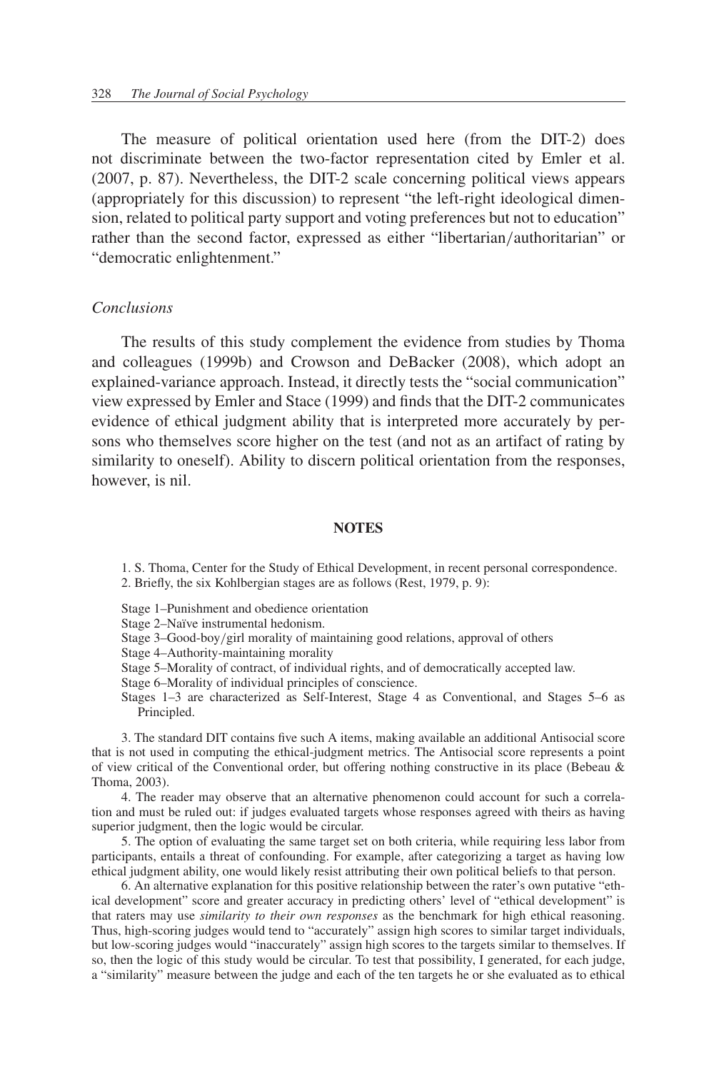The measure of political orientation used here (from the DIT-2) does not discriminate between the two-factor representation cited by Emler et al. (2007, p. 87). Nevertheless, the DIT-2 scale concerning political views appears (appropriately for this discussion) to represent "the left-right ideological dimension, related to political party support and voting preferences but not to education" rather than the second factor, expressed as either "libertarian/authoritarian" or "democratic enlightenment."

### *Conclusions*

The results of this study complement the evidence from studies by Thoma and colleagues (1999b) and Crowson and DeBacker (2008), which adopt an explained-variance approach. Instead, it directly tests the "social communication" view expressed by Emler and Stace (1999) and finds that the DIT-2 communicates evidence of ethical judgment ability that is interpreted more accurately by persons who themselves score higher on the test (and not as an artifact of rating by similarity to oneself). Ability to discern political orientation from the responses, however, is nil.

## NOTES

1. S. Thoma, Center for the Study of Ethical Development, in recent personal correspondence.
2. Briefly, the six Kohlbergian stages are as follows (Rest, 1979, p. 9):

Stage 1–Punishment and obedience orientation
Stage 2–Naïve instrumental hedonism.
Stage 3–Good-boy/girl morality of maintaining good relations, approval of others
Stage 4–Authority-maintaining morality
Stage 5–Morality of contract, of individual rights, and of democratically accepted law.
Stage 6–Morality of individual principles of conscience.
Stages 1–3 are characterized as Self-Interest, Stage 4 as Conventional, and Stages 5–6 as Principled.

3. The standard DIT contains five such A items, making available an additional Antisocial score that is not used in computing the ethical-judgment metrics. The Antisocial score represents a point of view critical of the Conventional order, but offering nothing constructive in its place (Bebeau & Thoma, 2003).

4. The reader may observe that an alternative phenomenon could account for such a correlation and must be ruled out: if judges evaluated targets whose responses agreed with theirs as having superior judgment, then the logic would be circular.

5. The option of evaluating the same target set on both criteria, while requiring less labor from participants, entails a threat of confounding. For example, after categorizing a target as having low ethical judgment ability, one would likely resist attributing their own political beliefs to that person.

6. An alternative explanation for this positive relationship between the rater's own putative "ethical development" score and greater accuracy in predicting others' level of "ethical development" is that raters may use *similarity to their own responses* as the benchmark for high ethical reasoning. Thus, high-scoring judges would tend to "accurately" assign high scores to similar target individuals, but low-scoring judges would "inaccurately" assign high scores to the targets similar to themselves. If so, then the logic of this study would be circular. To test that possibility, I generated, for each judge, a "similarity" measure between the judge and each of the ten targets he or she evaluated as to ethical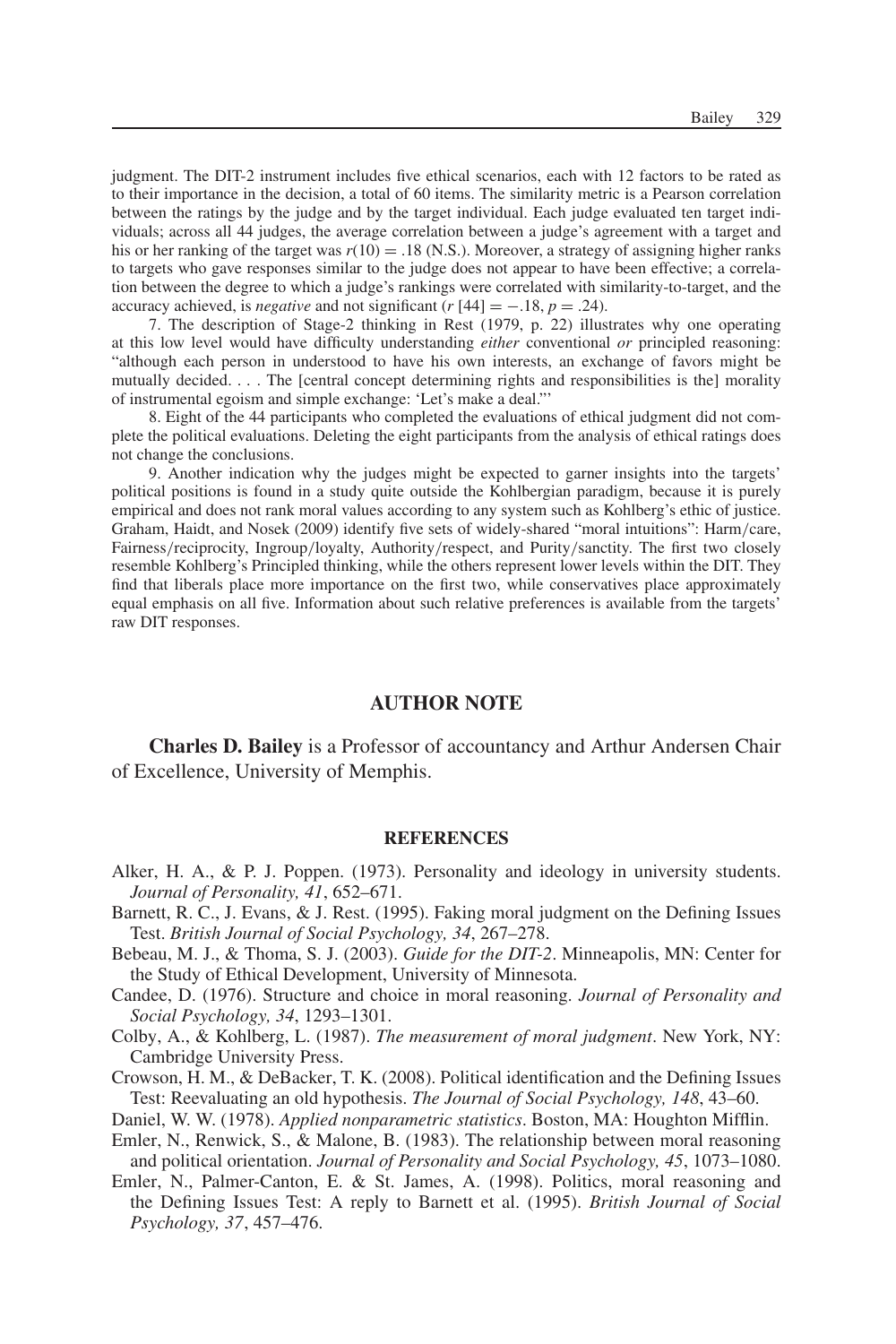judgment. The DIT-2 instrument includes five ethical scenarios, each with 12 factors to be rated as to their importance in the decision, a total of 60 items. The similarity metric is a Pearson correlation between the ratings by the judge and by the target individual. Each judge evaluated ten target individuals; across all 44 judges, the average correlation between a judge's agreement with a target and his or her ranking of the target was $r(10) = .18$ (N.S.). Moreover, a strategy of assigning higher ranks to targets who gave responses similar to the judge does not appear to have been effective; a correlation between the degree to which a judge's rankings were correlated with similarity-to-target, and the accuracy achieved, is *negative* and not significant ($r\,[44] = -.18$, $p = .24$).

7. The description of Stage-2 thinking in Rest (1979, p. 22) illustrates why one operating at this low level would have difficulty understanding *either* conventional *or* principled reasoning: "although each person in understood to have his own interests, an exchange of favors might be mutually decided. . . . The [central concept determining rights and responsibilities is the] morality of instrumental egoism and simple exchange: 'Let's make a deal.'"

8. Eight of the 44 participants who completed the evaluations of ethical judgment did not complete the political evaluations. Deleting the eight participants from the analysis of ethical ratings does not change the conclusions.

9. Another indication why the judges might be expected to garner insights into the targets' political positions is found in a study quite outside the Kohlbergian paradigm, because it is purely empirical and does not rank moral values according to any system such as Kohlberg's ethic of justice. Graham, Haidt, and Nosek (2009) identify five sets of widely-shared "moral intuitions": Harm/care, Fairness/reciprocity, Ingroup/loyalty, Authority/respect, and Purity/sanctity. The first two closely resemble Kohlberg's Principled thinking, while the others represent lower levels within the DIT. They find that liberals place more importance on the first two, while conservatives place approximately equal emphasis on all five. Information about such relative preferences is available from the targets' raw DIT responses.

## AUTHOR NOTE

**Charles D. Bailey** is a Professor of accountancy and Arthur Andersen Chair of Excellence, University of Memphis.

## REFERENCES

Alker, H. A., & P. J. Poppen. (1973). Personality and ideology in university students. *Journal of Personality, 41*, 652–671.

Barnett, R. C., J. Evans, & J. Rest. (1995). Faking moral judgment on the Defining Issues Test. *British Journal of Social Psychology, 34*, 267–278.

Bebeau, M. J., & Thoma, S. J. (2003). *Guide for the DIT-2*. Minneapolis, MN: Center for the Study of Ethical Development, University of Minnesota.

Candee, D. (1976). Structure and choice in moral reasoning. *Journal of Personality and Social Psychology, 34*, 1293–1301.

Colby, A., & Kohlberg, L. (1987). *The measurement of moral judgment*. New York, NY: Cambridge University Press.

Crowson, H. M., & DeBacker, T. K. (2008). Political identification and the Defining Issues Test: Reevaluating an old hypothesis. *The Journal of Social Psychology, 148*, 43–60.

Daniel, W. W. (1978). *Applied nonparametric statistics*. Boston, MA: Houghton Mifflin.

Emler, N., Renwick, S., & Malone, B. (1983). The relationship between moral reasoning and political orientation. *Journal of Personality and Social Psychology, 45*, 1073–1080.

Emler, N., Palmer-Canton, E. & St. James, A. (1998). Politics, moral reasoning and the Defining Issues Test: A reply to Barnett et al. (1995). *British Journal of Social Psychology, 37*, 457–476.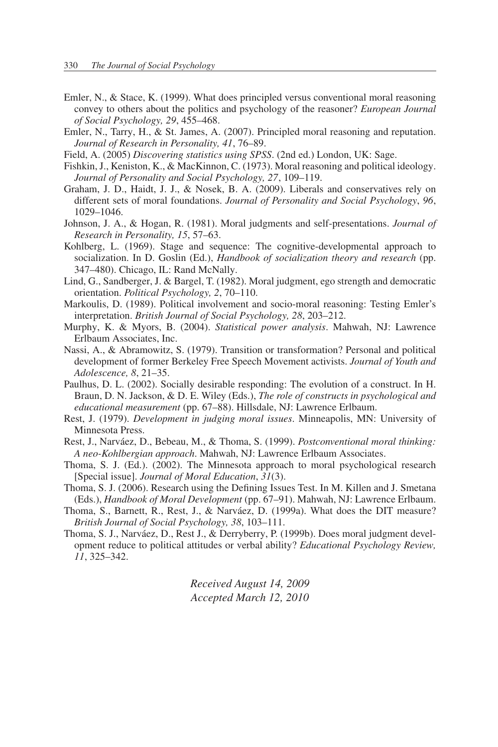Emler, N., & Stace, K. (1999). What does principled versus conventional moral reasoning convey to others about the politics and psychology of the reasoner? *European Journal of Social Psychology, 29*, 455–468.

Emler, N., Tarry, H., & St. James, A. (2007). Principled moral reasoning and reputation. *Journal of Research in Personality, 41*, 76–89.

Field, A. (2005) *Discovering statistics using SPSS*. (2nd ed.) London, UK: Sage.

Fishkin, J., Keniston, K., & MacKinnon, C. (1973). Moral reasoning and political ideology. *Journal of Personality and Social Psychology, 27*, 109–119.

Graham, J. D., Haidt, J. J., & Nosek, B. A. (2009). Liberals and conservatives rely on different sets of moral foundations. *Journal of Personality and Social Psychology*, *96*, 1029–1046.

Johnson, J. A., & Hogan, R. (1981). Moral judgments and self-presentations. *Journal of Research in Personality, 15*, 57–63.

Kohlberg, L. (1969). Stage and sequence: The cognitive-developmental approach to socialization. In D. Goslin (Ed.), *Handbook of socialization theory and research* (pp. 347–480). Chicago, IL: Rand McNally.

Lind, G., Sandberger, J. & Bargel, T. (1982). Moral judgment, ego strength and democratic orientation. *Political Psychology, 2*, 70–110.

Markoulis, D. (1989). Political involvement and socio-moral reasoning: Testing Emler's interpretation. *British Journal of Social Psychology, 28*, 203–212.

Murphy, K. & Myors, B. (2004). *Statistical power analysis*. Mahwah, NJ: Lawrence Erlbaum Associates, Inc.

Nassi, A., & Abramowitz, S. (1979). Transition or transformation? Personal and political development of former Berkeley Free Speech Movement activists. *Journal of Youth and Adolescence, 8*, 21–35.

Paulhus, D. L. (2002). Socially desirable responding: The evolution of a construct. In H. Braun, D. N. Jackson, & D. E. Wiley (Eds.), *The role of constructs in psychological and educational measurement* (pp. 67–88). Hillsdale, NJ: Lawrence Erlbaum.

Rest, J. (1979). *Development in judging moral issues*. Minneapolis, MN: University of Minnesota Press.

Rest, J., Narváez, D., Bebeau, M., & Thoma, S. (1999). *Postconventional moral thinking: A neo-Kohlbergian approach*. Mahwah, NJ: Lawrence Erlbaum Associates.

Thoma, S. J. (Ed.). (2002). The Minnesota approach to moral psychological research [Special issue]. *Journal of Moral Education*, *31*(3).

Thoma, S. J. (2006). Research using the Defining Issues Test. In M. Killen and J. Smetana (Eds.), *Handbook of Moral Development* (pp. 67–91). Mahwah, NJ: Lawrence Erlbaum.

Thoma, S., Barnett, R., Rest, J., & Narváez, D. (1999a). What does the DIT measure? *British Journal of Social Psychology, 38*, 103–111.

Thoma, S. J., Narváez, D., Rest J., & Derryberry, P. (1999b). Does moral judgment development reduce to political attitudes or verbal ability? *Educational Psychology Review, 11*, 325–342.

*Received August 14, 2009*
*Accepted March 12, 2010*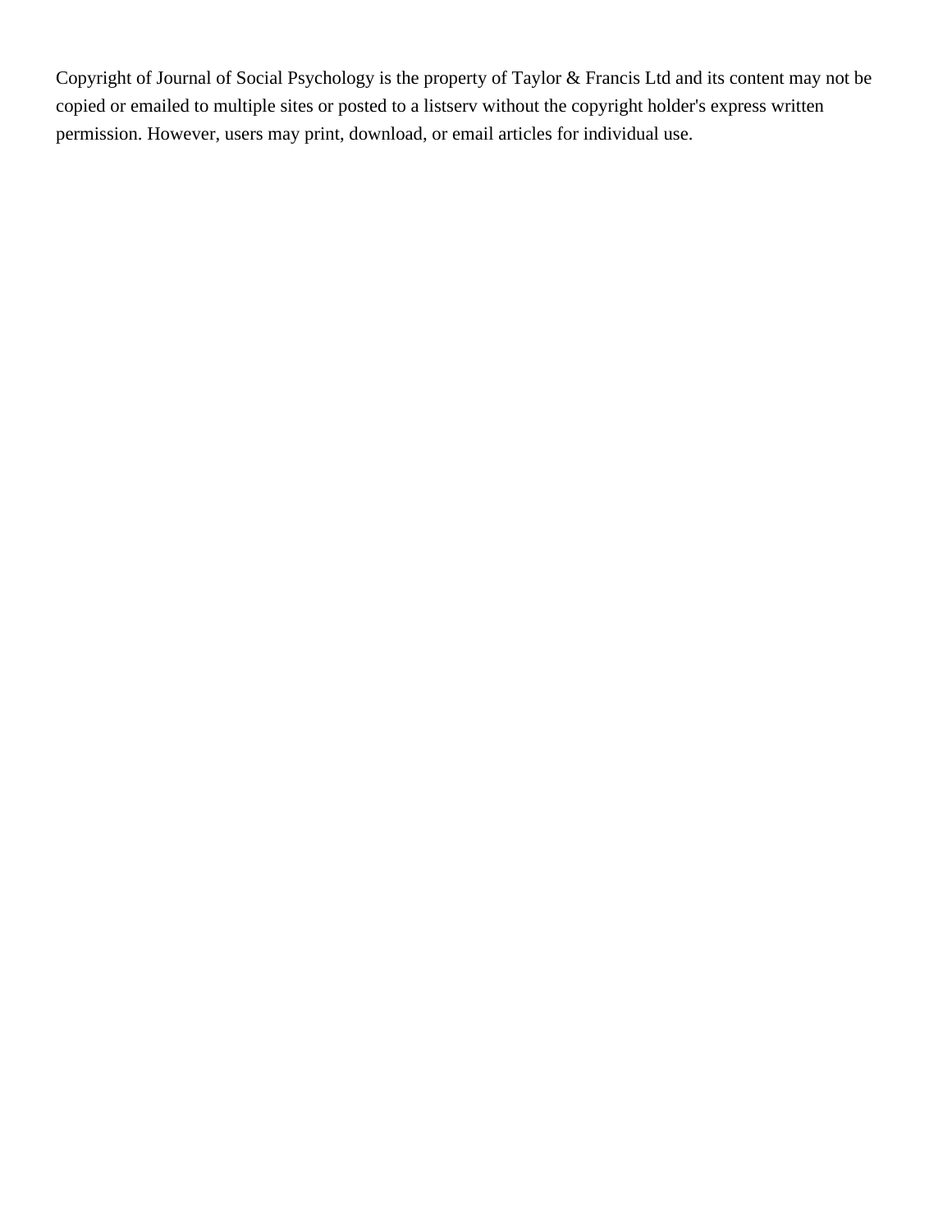Copyright of Journal of Social Psychology is the property of Taylor & Francis Ltd and its content may not be copied or emailed to multiple sites or posted to a listserv without the copyright holder's express written permission. However, users may print, download, or email articles for individual use.